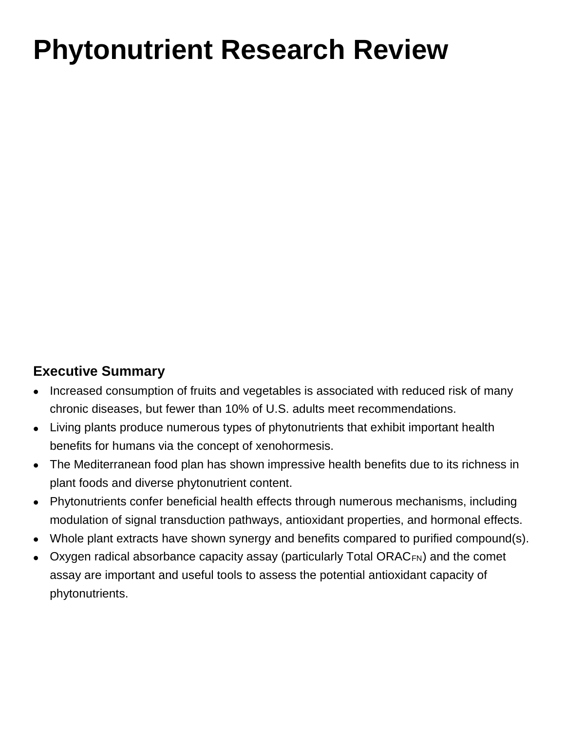# Phytonutrient Research Review

## Executive Summary

- Increased consumption of fruits and vegetables is associated with reduced risk of many chronic diseases, but fewer than 10% of U.S. adults meet recommendations.
- Living plants produce numerous types of phytonutrients that exhibit important health benefits for humans via the concept of xenohormesis.
- The Mediterranean food plan has shown impressive health benefits due to its richness in plant foods and diverse phytonutrient content.
- Phytonutrients confer beneficial health effects through numerous mechanisms, including modulation of signal transduction pathways, antioxidant properties, and hormonal effects.
- Whole plant extracts have shown synergy and benefits compared to purified compound(s).
- Oxygen radical absorbance capacity assay (particularly Total $ORAC_{FN}$) and the comet assay are important and useful tools to assess the potential antioxidant capacity of phytonutrients.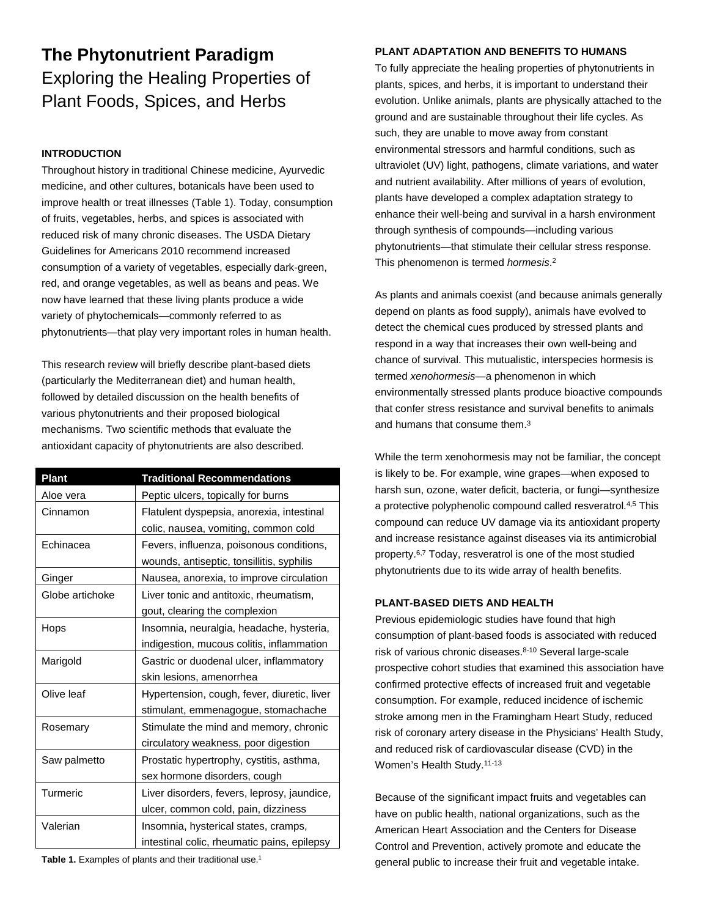# The Phytonutrient Paradigm

## Exploring the Healing Properties of Plant Foods, Spices, and Herbs

### INTRODUCTION

Throughout history in traditional Chinese medicine, Ayurvedic medicine, and other cultures, botanicals have been used to improve health or treat illnesses (Table 1). Today, consumption of fruits, vegetables, herbs, and spices is associated with reduced risk of many chronic diseases. The USDA Dietary Guidelines for Americans 2010 recommend increased consumption of a variety of vegetables, especially dark-green, red, and orange vegetables, as well as beans and peas. We now have learned that these living plants produce a wide variety of phytochemicals—commonly referred to as phytonutrients—that play very important roles in human health.

This research review will briefly describe plant-based diets (particularly the Mediterranean diet) and human health, followed by detailed discussion on the health benefits of various phytonutrients and their proposed biological mechanisms. Two scientific methods that evaluate the antioxidant capacity of phytonutrients are also described.

| Plant | Traditional Recommendations |
|---|---|
| Aloe vera | Peptic ulcers, topically for burns |
| Cinnamon | Flatulent dyspepsia, anorexia, intestinal colic, nausea, vomiting, common cold |
| Echinacea | Fevers, influenza, poisonous conditions, wounds, antiseptic, tonsillitis, syphilis |
| Ginger | Nausea, anorexia, to improve circulation |
| Globe artichoke | Liver tonic and antitoxic, rheumatism, gout, clearing the complexion |
| Hops | Insomnia, neuralgia, headache, hysteria, indigestion, mucous colitis, inflammation |
| Marigold | Gastric or duodenal ulcer, inflammatory skin lesions, amenorrhea |
| Olive leaf | Hypertension, cough, fever, diuretic, liver stimulant, emmenagogue, stomachache |
| Rosemary | Stimulate the mind and memory, chronic circulatory weakness, poor digestion |
| Saw palmetto | Prostatic hypertrophy, cystitis, asthma, sex hormone disorders, cough |
| Turmeric | Liver disorders, fevers, leprosy, jaundice, ulcer, common cold, pain, dizziness |
| Valerian | Insomnia, hysterical states, cramps, intestinal colic, rheumatic pains, epilepsy |

**Table 1.** Examples of plants and their traditional use.[1]

### PLANT ADAPTATION AND BENEFITS TO HUMANS

To fully appreciate the healing properties of phytonutrients in plants, spices, and herbs, it is important to understand their evolution. Unlike animals, plants are physically attached to the ground and are sustainable throughout their life cycles. As such, they are unable to move away from constant environmental stressors and harmful conditions, such as ultraviolet (UV) light, pathogens, climate variations, and water and nutrient availability. After millions of years of evolution, plants have developed a complex adaptation strategy to enhance their well-being and survival in a harsh environment through synthesis of compounds—including various phytonutrients—that stimulate their cellular stress response. This phenomenon is termed *hormesis*.[2]

As plants and animals coexist (and because animals generally depend on plants as food supply), animals have evolved to detect the chemical cues produced by stressed plants and respond in a way that increases their own well-being and chance of survival. This mutualistic, interspecies hormesis is termed *xenohormesis*—a phenomenon in which environmentally stressed plants produce bioactive compounds that confer stress resistance and survival benefits to animals and humans that consume them.[3]

While the term xenohormesis may not be familiar, the concept is likely to be. For example, wine grapes—when exposed to harsh sun, ozone, water deficit, bacteria, or fungi—synthesize a protective polyphenolic compound called resveratrol.[4,5] This compound can reduce UV damage via its antioxidant property and increase resistance against diseases via its antimicrobial property.[6,7] Today, resveratrol is one of the most studied phytonutrients due to its wide array of health benefits.

### PLANT-BASED DIETS AND HEALTH

Previous epidemiologic studies have found that high consumption of plant-based foods is associated with reduced risk of various chronic diseases.[8-10] Several large-scale prospective cohort studies that examined this association have confirmed protective effects of increased fruit and vegetable consumption. For example, reduced incidence of ischemic stroke among men in the Framingham Heart Study, reduced risk of coronary artery disease in the Physicians' Health Study, and reduced risk of cardiovascular disease (CVD) in the Women's Health Study.[11-13]

Because of the significant impact fruits and vegetables can have on public health, national organizations, such as the American Heart Association and the Centers for Disease Control and Prevention, actively promote and educate the general public to increase their fruit and vegetable intake.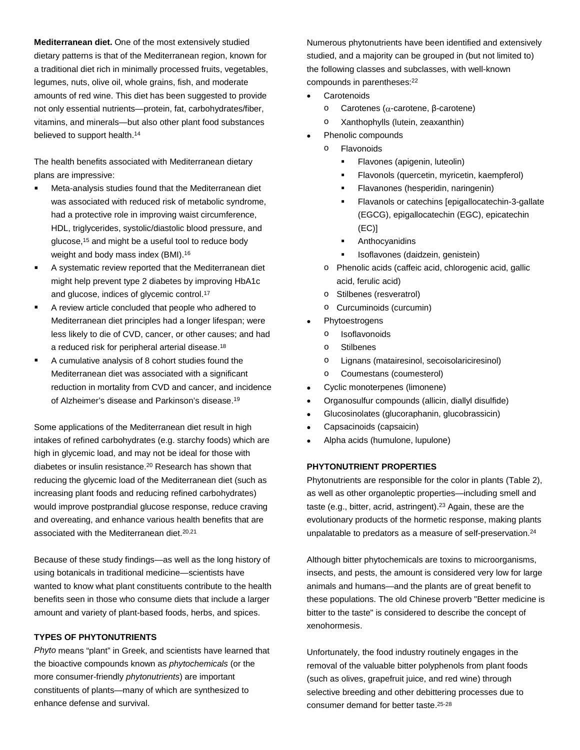**Mediterranean diet.** One of the most extensively studied dietary patterns is that of the Mediterranean region, known for a traditional diet rich in minimally processed fruits, vegetables, legumes, nuts, olive oil, whole grains, fish, and moderate amounts of red wine. This diet has been suggested to provide not only essential nutrients—protein, fat, carbohydrates/fiber, vitamins, and minerals—but also other plant food substances believed to support health.[14]

The health benefits associated with Mediterranean dietary plans are impressive:

- Meta-analysis studies found that the Mediterranean diet was associated with reduced risk of metabolic syndrome, had a protective role in improving waist circumference, HDL, triglycerides, systolic/diastolic blood pressure, and glucose,[15] and might be a useful tool to reduce body weight and body mass index (BMI).[16]
- A systematic review reported that the Mediterranean diet might help prevent type 2 diabetes by improving HbA1c and glucose, indices of glycemic control.[17]
- A review article concluded that people who adhered to Mediterranean diet principles had a longer lifespan; were less likely to die of CVD, cancer, or other causes; and had a reduced risk for peripheral arterial disease.[18]
- A cumulative analysis of 8 cohort studies found the Mediterranean diet was associated with a significant reduction in mortality from CVD and cancer, and incidence of Alzheimer's disease and Parkinson's disease.[19]

Some applications of the Mediterranean diet result in high intakes of refined carbohydrates (e.g. starchy foods) which are high in glycemic load, and may not be ideal for those with diabetes or insulin resistance.[20] Research has shown that reducing the glycemic load of the Mediterranean diet (such as increasing plant foods and reducing refined carbohydrates) would improve postprandial glucose response, reduce craving and overeating, and enhance various health benefits that are associated with the Mediterranean diet.[20,21]

Because of these study findings—as well as the long history of using botanicals in traditional medicine—scientists have wanted to know what plant constituents contribute to the health benefits seen in those who consume diets that include a larger amount and variety of plant-based foods, herbs, and spices.

## TYPES OF PHYTONUTRIENTS

*Phyto* means "plant" in Greek, and scientists have learned that the bioactive compounds known as *phytochemicals* (or the more consumer-friendly *phytonutrients*) are important constituents of plants—many of which are synthesized to enhance defense and survival.

Numerous phytonutrients have been identified and extensively studied, and a majority can be grouped in (but not limited to) the following classes and subclasses, with well-known compounds in parentheses:[22]

- Carotenoids
  - Carotenes (α-carotene, β-carotene)
  - Xanthophylls (lutein, zeaxanthin)
- Phenolic compounds
  - Flavonoids
    - Flavones (apigenin, luteolin)
    - Flavonols (quercetin, myricetin, kaempferol)
    - Flavanones (hesperidin, naringenin)
    - Flavanols or catechins [epigallocatechin-3-gallate (EGCG), epigallocatechin (EGC), epicatechin (EC)]
    - Anthocyanidins
    - Isoflavones (daidzein, genistein)
  - Phenolic acids (caffeic acid, chlorogenic acid, gallic acid, ferulic acid)
  - Stilbenes (resveratrol)
  - Curcuminoids (curcumin)
- Phytoestrogens
  - Isoflavonoids
  - Stilbenes
  - Lignans (matairesinol, secoisolariciresinol)
  - Coumestans (coumesterol)
- Cyclic monoterpenes (limonene)
- Organosulfur compounds (allicin, diallyl disulfide)
- Glucosinolates (glucoraphanin, glucobrassicin)
- Capsacinoids (capsaicin)
- Alpha acids (humulone, lupulone)

## PHYTONUTRIENT PROPERTIES

Phytonutrients are responsible for the color in plants (Table 2), as well as other organoleptic properties—including smell and taste (e.g., bitter, acrid, astringent).[23] Again, these are the evolutionary products of the hormetic response, making plants unpalatable to predators as a measure of self-preservation.[24]

Although bitter phytochemicals are toxins to microorganisms, insects, and pests, the amount is considered very low for large animals and humans—and the plants are of great benefit to these populations. The old Chinese proverb "Better medicine is bitter to the taste" is considered to describe the concept of xenohormesis.

Unfortunately, the food industry routinely engages in the removal of the valuable bitter polyphenols from plant foods (such as olives, grapefruit juice, and red wine) through selective breeding and other debittering processes due to consumer demand for better taste.[25-28]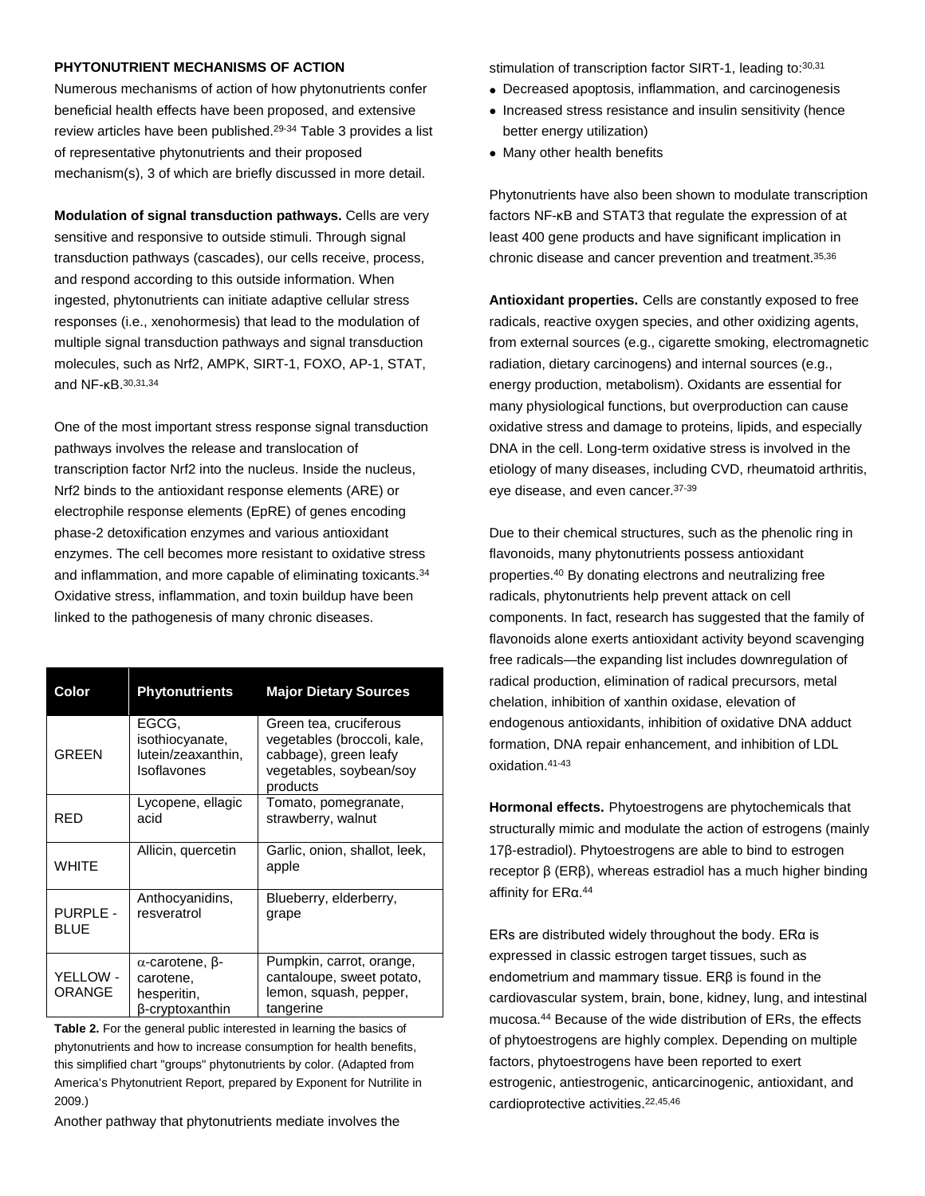## PHYTONUTRIENT MECHANISMS OF ACTION

Numerous mechanisms of action of how phytonutrients confer beneficial health effects have been proposed, and extensive review articles have been published.[29-34] Table 3 provides a list of representative phytonutrients and their proposed mechanism(s), 3 of which are briefly discussed in more detail.

**Modulation of signal transduction pathways.** Cells are very sensitive and responsive to outside stimuli. Through signal transduction pathways (cascades), our cells receive, process, and respond according to this outside information. When ingested, phytonutrients can initiate adaptive cellular stress responses (i.e., xenohormesis) that lead to the modulation of multiple signal transduction pathways and signal transduction molecules, such as Nrf2, AMPK, SIRT-1, FOXO, AP-1, STAT, and NF-κB.[30,31,34]

One of the most important stress response signal transduction pathways involves the release and translocation of transcription factor Nrf2 into the nucleus. Inside the nucleus, Nrf2 binds to the antioxidant response elements (ARE) or electrophile response elements (EpRE) of genes encoding phase-2 detoxification enzymes and various antioxidant enzymes. The cell becomes more resistant to oxidative stress and inflammation, and more capable of eliminating toxicants.[34] Oxidative stress, inflammation, and toxin buildup have been linked to the pathogenesis of many chronic diseases.

| Color | Phytonutrients | Major Dietary Sources |
|---|---|---|
| GREEN | EGCG, isothiocyanate, lutein/zeaxanthin, Isoflavones | Green tea, cruciferous vegetables (broccoli, kale, cabbage), green leafy vegetables, soybean/soy products |
| RED | Lycopene, ellagic acid | Tomato, pomegranate, strawberry, walnut |
| WHITE | Allicin, quercetin | Garlic, onion, shallot, leek, apple |
| PURPLE - BLUE | Anthocyanidins, resveratrol | Blueberry, elderberry, grape |
| YELLOW - ORANGE | α-carotene, β-carotene, hesperitin, β-cryptoxanthin | Pumpkin, carrot, orange, cantaloupe, sweet potato, lemon, squash, pepper, tangerine |

**Table 2.** For the general public interested in learning the basics of phytonutrients and how to increase consumption for health benefits, this simplified chart "groups" phytonutrients by color. (Adapted from America's Phytonutrient Report, prepared by Exponent for Nutrilite in 2009.)

Another pathway that phytonutrients mediate involves the stimulation of transcription factor SIRT-1, leading to:[30,31]

- Decreased apoptosis, inflammation, and carcinogenesis
- Increased stress resistance and insulin sensitivity (hence better energy utilization)
- Many other health benefits

Phytonutrients have also been shown to modulate transcription factors NF-κB and STAT3 that regulate the expression of at least 400 gene products and have significant implication in chronic disease and cancer prevention and treatment.[35,36]

**Antioxidant properties.** Cells are constantly exposed to free radicals, reactive oxygen species, and other oxidizing agents, from external sources (e.g., cigarette smoking, electromagnetic radiation, dietary carcinogens) and internal sources (e.g., energy production, metabolism). Oxidants are essential for many physiological functions, but overproduction can cause oxidative stress and damage to proteins, lipids, and especially DNA in the cell. Long-term oxidative stress is involved in the etiology of many diseases, including CVD, rheumatoid arthritis, eye disease, and even cancer.[37-39]

Due to their chemical structures, such as the phenolic ring in flavonoids, many phytonutrients possess antioxidant properties.[40] By donating electrons and neutralizing free radicals, phytonutrients help prevent attack on cell components. In fact, research has suggested that the family of flavonoids alone exerts antioxidant activity beyond scavenging free radicals—the expanding list includes downregulation of radical production, elimination of radical precursors, metal chelation, inhibition of xanthin oxidase, elevation of endogenous antioxidants, inhibition of oxidative DNA adduct formation, DNA repair enhancement, and inhibition of LDL oxidation.[41-43]

**Hormonal effects.** Phytoestrogens are phytochemicals that structurally mimic and modulate the action of estrogens (mainly 17β-estradiol). Phytoestrogens are able to bind to estrogen receptor β (ERβ), whereas estradiol has a much higher binding affinity for ERα.[44]

ERs are distributed widely throughout the body. ERα is expressed in classic estrogen target tissues, such as endometrium and mammary tissue. ERβ is found in the cardiovascular system, brain, bone, kidney, lung, and intestinal mucosa.[44] Because of the wide distribution of ERs, the effects of phytoestrogens are highly complex. Depending on multiple factors, phytoestrogens have been reported to exert estrogenic, antiestrogenic, anticarcinogenic, antioxidant, and cardioprotective activities.[22,45,46]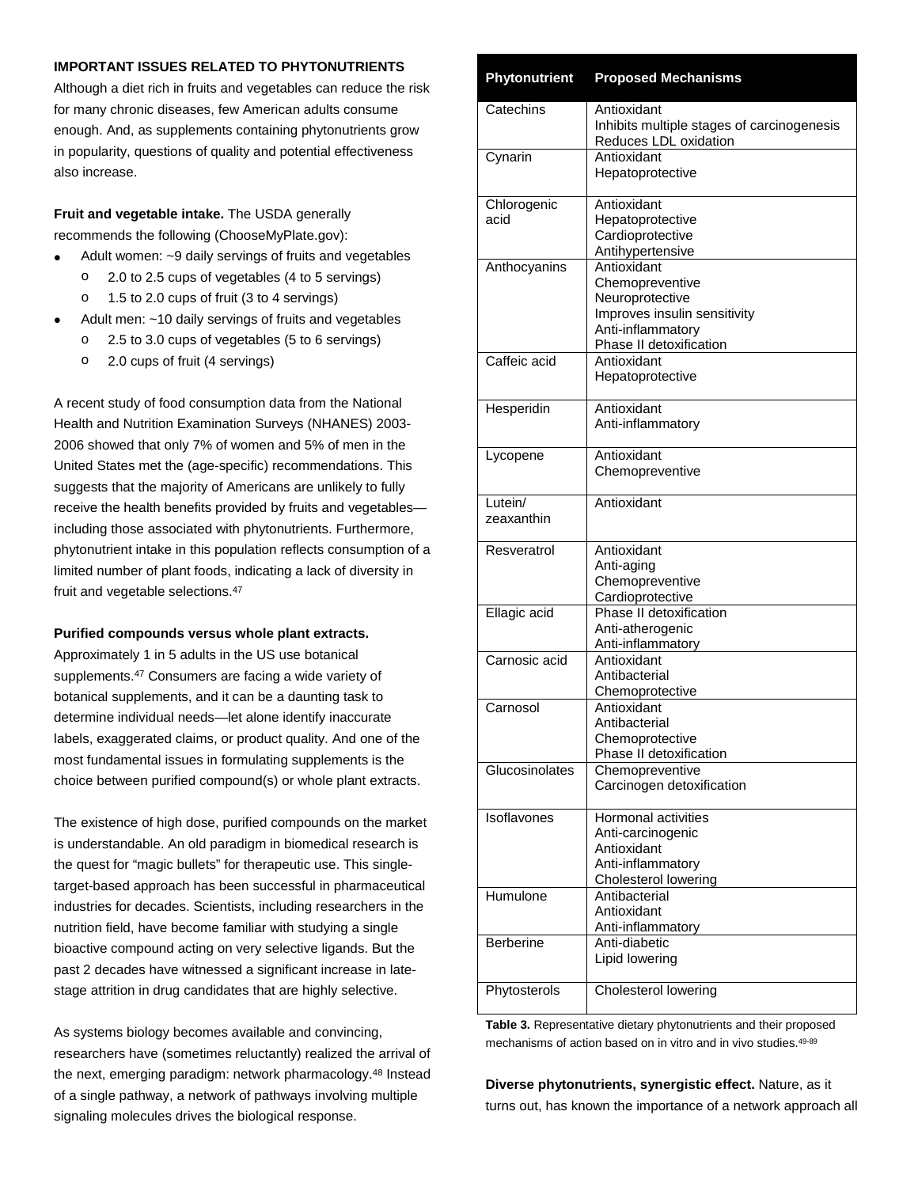**IMPORTANT ISSUES RELATED TO PHYTONUTRIENTS**

Although a diet rich in fruits and vegetables can reduce the risk for many chronic diseases, few American adults consume enough. And, as supplements containing phytonutrients grow in popularity, questions of quality and potential effectiveness also increase.

**Fruit and vegetable intake.** The USDA generally recommends the following (ChooseMyPlate.gov):

- Adult women: ~9 daily servings of fruits and vegetables
  - 2.0 to 2.5 cups of vegetables (4 to 5 servings)
  - 1.5 to 2.0 cups of fruit (3 to 4 servings)
- Adult men: ~10 daily servings of fruits and vegetables
  - 2.5 to 3.0 cups of vegetables (5 to 6 servings)
  - 2.0 cups of fruit (4 servings)

A recent study of food consumption data from the National Health and Nutrition Examination Surveys (NHANES) 2003-2006 showed that only 7% of women and 5% of men in the United States met the (age-specific) recommendations. This suggests that the majority of Americans are unlikely to fully receive the health benefits provided by fruits and vegetables—including those associated with phytonutrients. Furthermore, phytonutrient intake in this population reflects consumption of a limited number of plant foods, indicating a lack of diversity in fruit and vegetable selections.[47]

**Purified compounds versus whole plant extracts.** Approximately 1 in 5 adults in the US use botanical supplements.[47] Consumers are facing a wide variety of botanical supplements, and it can be a daunting task to determine individual needs—let alone identify inaccurate labels, exaggerated claims, or product quality. And one of the most fundamental issues in formulating supplements is the choice between purified compound(s) or whole plant extracts.

The existence of high dose, purified compounds on the market is understandable. An old paradigm in biomedical research is the quest for "magic bullets" for therapeutic use. This single-target-based approach has been successful in pharmaceutical industries for decades. Scientists, including researchers in the nutrition field, have become familiar with studying a single bioactive compound acting on very selective ligands. But the past 2 decades have witnessed a significant increase in late-stage attrition in drug candidates that are highly selective.

As systems biology becomes available and convincing, researchers have (sometimes reluctantly) realized the arrival of the next, emerging paradigm: network pharmacology.[48] Instead of a single pathway, a network of pathways involving multiple signaling molecules drives the biological response.

| Phytonutrient | Proposed Mechanisms |
|---|---|
| Catechins | Antioxidant<br>Inhibits multiple stages of carcinogenesis<br>Reduces LDL oxidation |
| Cynarin | Antioxidant<br>Hepatoprotective |
| Chlorogenic acid | Antioxidant<br>Hepatoprotective<br>Cardioprotective<br>Antihypertensive |
| Anthocyanins | Antioxidant<br>Chemopreventive<br>Neuroprotective<br>Improves insulin sensitivity<br>Anti-inflammatory<br>Phase II detoxification |
| Caffeic acid | Antioxidant<br>Hepatoprotective |
| Hesperidin | Antioxidant<br>Anti-inflammatory |
| Lycopene | Antioxidant<br>Chemopreventive |
| Lutein/ zeaxanthin | Antioxidant |
| Resveratrol | Antioxidant<br>Anti-aging<br>Chemopreventive<br>Cardioprotective |
| Ellagic acid | Phase II detoxification<br>Anti-atherogenic<br>Anti-inflammatory |
| Carnosic acid | Antioxidant<br>Antibacterial<br>Chemoprotective |
| Carnosol | Antioxidant<br>Antibacterial<br>Chemoprotective<br>Phase II detoxification |
| Glucosinolates | Chemopreventive<br>Carcinogen detoxification |
| Isoflavones | Hormonal activities<br>Anti-carcinogenic<br>Antioxidant<br>Anti-inflammatory<br>Cholesterol lowering |
| Humulone | Antibacterial<br>Antioxidant<br>Anti-inflammatory |
| Berberine | Anti-diabetic<br>Lipid lowering |
| Phytosterols | Cholesterol lowering |

**Table 3.** Representative dietary phytonutrients and their proposed mechanisms of action based on in vitro and in vivo studies.[49-89]

**Diverse phytonutrients, synergistic effect.** Nature, as it turns out, has known the importance of a network approach all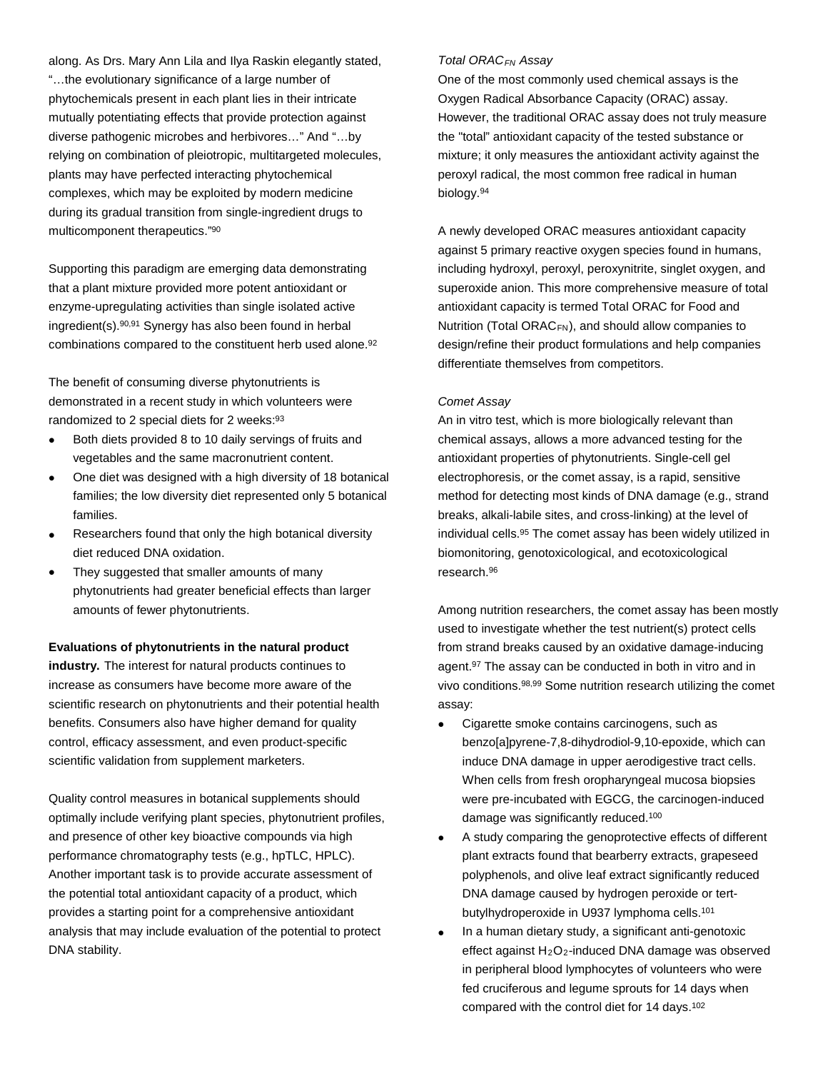along. As Drs. Mary Ann Lila and Ilya Raskin elegantly stated, "…the evolutionary significance of a large number of phytochemicals present in each plant lies in their intricate mutually potentiating effects that provide protection against diverse pathogenic microbes and herbivores…" And "…by relying on combination of pleiotropic, multitargeted molecules, plants may have perfected interacting phytochemical complexes, which may be exploited by modern medicine during its gradual transition from single-ingredient drugs to multicomponent therapeutics."[90]

Supporting this paradigm are emerging data demonstrating that a plant mixture provided more potent antioxidant or enzyme-upregulating activities than single isolated active ingredient(s).[90,91] Synergy has also been found in herbal combinations compared to the constituent herb used alone.[92]

The benefit of consuming diverse phytonutrients is demonstrated in a recent study in which volunteers were randomized to 2 special diets for 2 weeks:[93]

- Both diets provided 8 to 10 daily servings of fruits and vegetables and the same macronutrient content.
- One diet was designed with a high diversity of 18 botanical families; the low diversity diet represented only 5 botanical families.
- Researchers found that only the high botanical diversity diet reduced DNA oxidation.
- They suggested that smaller amounts of many phytonutrients had greater beneficial effects than larger amounts of fewer phytonutrients.

**Evaluations of phytonutrients in the natural product industry.** The interest for natural products continues to increase as consumers have become more aware of the scientific research on phytonutrients and their potential health benefits. Consumers also have higher demand for quality control, efficacy assessment, and even product-specific scientific validation from supplement marketers.

Quality control measures in botanical supplements should optimally include verifying plant species, phytonutrient profiles, and presence of other key bioactive compounds via high performance chromatography tests (e.g., hpTLC, HPLC). Another important task is to provide accurate assessment of the potential total antioxidant capacity of a product, which provides a starting point for a comprehensive antioxidant analysis that may include evaluation of the potential to protect DNA stability.

*Total ORAC$_{FN}$ Assay*

One of the most commonly used chemical assays is the Oxygen Radical Absorbance Capacity (ORAC) assay. However, the traditional ORAC assay does not truly measure the "total" antioxidant capacity of the tested substance or mixture; it only measures the antioxidant activity against the peroxyl radical, the most common free radical in human biology.[94]

A newly developed ORAC measures antioxidant capacity against 5 primary reactive oxygen species found in humans, including hydroxyl, peroxyl, peroxynitrite, singlet oxygen, and superoxide anion. This more comprehensive measure of total antioxidant capacity is termed Total ORAC for Food and Nutrition (Total ORAC$_{FN}$), and should allow companies to design/refine their product formulations and help companies differentiate themselves from competitors.

*Comet Assay*

An in vitro test, which is more biologically relevant than chemical assays, allows a more advanced testing for the antioxidant properties of phytonutrients. Single-cell gel electrophoresis, or the comet assay, is a rapid, sensitive method for detecting most kinds of DNA damage (e.g., strand breaks, alkali-labile sites, and cross-linking) at the level of individual cells.[95] The comet assay has been widely utilized in biomonitoring, genotoxicological, and ecotoxicological research.[96]

Among nutrition researchers, the comet assay has been mostly used to investigate whether the test nutrient(s) protect cells from strand breaks caused by an oxidative damage-inducing agent.[97] The assay can be conducted in both in vitro and in vivo conditions.[98,99] Some nutrition research utilizing the comet assay:

- Cigarette smoke contains carcinogens, such as benzo[a]pyrene-7,8-dihydrodiol-9,10-epoxide, which can induce DNA damage in upper aerodigestive tract cells. When cells from fresh oropharyngeal mucosa biopsies were pre-incubated with EGCG, the carcinogen-induced damage was significantly reduced.[100]
- A study comparing the genoprotective effects of different plant extracts found that bearberry extracts, grapeseed polyphenols, and olive leaf extract significantly reduced DNA damage caused by hydrogen peroxide or tert-butylhydroperoxide in U937 lymphoma cells.[101]
- In a human dietary study, a significant anti-genotoxic effect against $H_2O_2$-induced DNA damage was observed in peripheral blood lymphocytes of volunteers who were fed cruciferous and legume sprouts for 14 days when compared with the control diet for 14 days.[102]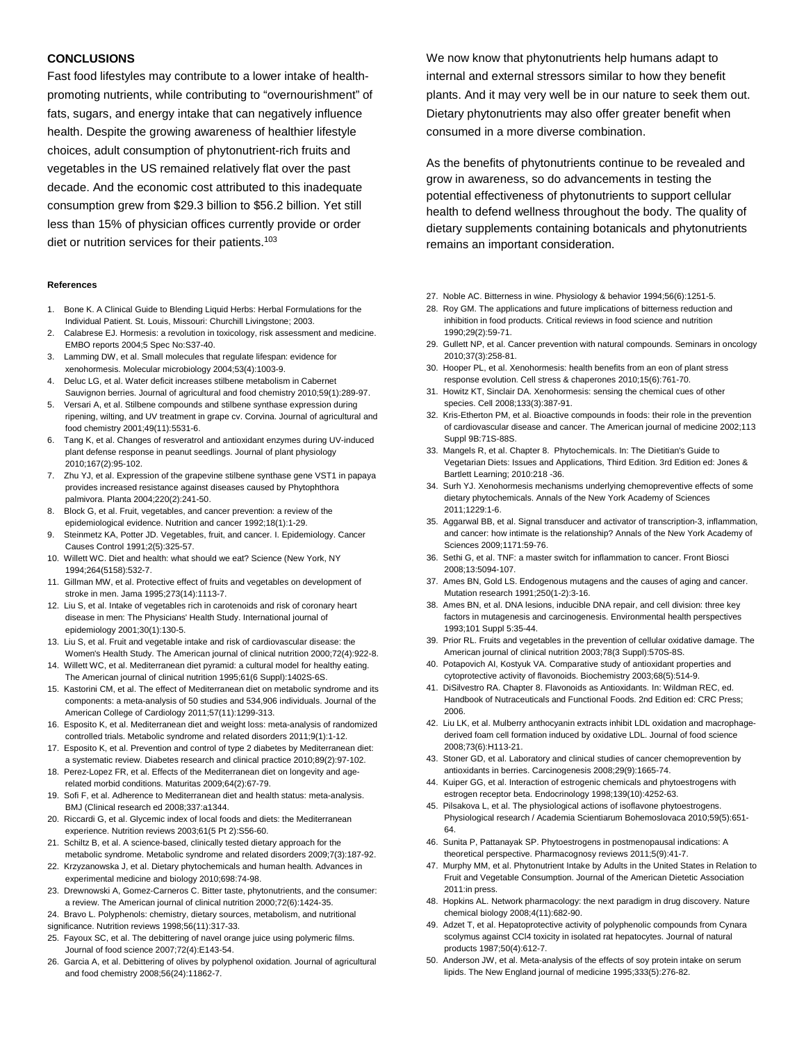## CONCLUSIONS

Fast food lifestyles may contribute to a lower intake of health-promoting nutrients, while contributing to "overnourishment" of fats, sugars, and energy intake that can negatively influence health. Despite the growing awareness of healthier lifestyle choices, adult consumption of phytonutrient-rich fruits and vegetables in the US remained relatively flat over the past decade. And the economic cost attributed to this inadequate consumption grew from $29.3 billion to $56.2 billion. Yet still less than 15% of physician offices currently provide or order diet or nutrition services for their patients.[103]

We now know that phytonutrients help humans adapt to internal and external stressors similar to how they benefit plants. And it may very well be in our nature to seek them out. Dietary phytonutrients may also offer greater benefit when consumed in a more diverse combination.

As the benefits of phytonutrients continue to be revealed and grow in awareness, so do advancements in testing the potential effectiveness of phytonutrients to support cellular health to defend wellness throughout the body. The quality of dietary supplements containing botanicals and phytonutrients remains an important consideration.

### References

1. Bone K. A Clinical Guide to Blending Liquid Herbs: Herbal Formulations for the Individual Patient. St. Louis, Missouri: Churchill Livingstone; 2003.
2. Calabrese EJ. Hormesis: a revolution in toxicology, risk assessment and medicine. EMBO reports 2004;5 Spec No:S37-40.
3. Lamming DW, et al. Small molecules that regulate lifespan: evidence for xenohormesis. Molecular microbiology 2004;53(4):1003-9.
4. Deluc LG, et al. Water deficit increases stilbene metabolism in Cabernet Sauvignon berries. Journal of agricultural and food chemistry 2011;59(1):289-97.
5. Versari A, et al. Stilbene compounds and stilbene synthase expression during ripening, wilting, and UV treatment in grape cv. Corvina. Journal of agricultural and food chemistry 2001;49(11):5531-6.
6. Tang K, et al. Changes of resveratrol and antioxidant enzymes during UV-induced plant defense response in peanut seedlings. Journal of plant physiology 2010;167(2):95-102.
7. Zhu YJ, et al. Expression of the grapevine stilbene synthase gene VST1 in papaya provides increased resistance against diseases caused by Phytophthora palmivora. Planta 2004;220(2):241-50.
8. Block G, et al. Fruit, vegetables, and cancer prevention: a review of the epidemiological evidence. Nutrition and cancer 1992;18(1):1-29.
9. Steinmetz KA, Potter JD. Vegetables, fruit, and cancer. I. Epidemiology. Cancer Causes Control 1991;2(5):325-57.
10. Willett WC. Diet and health: what should we eat? Science (New York, NY 1994;264(5158):532-7.
11. Gillman MW, et al. Protective effect of fruits and vegetables on development of stroke in men. Jama 1995;273(14):1113-7.
12. Liu S, et al. Intake of vegetables rich in carotenoids and risk of coronary heart disease in men: The Physicians' Health Study. International journal of epidemiology 2001;30(1):130-5.
13. Liu S, et al. Fruit and vegetable intake and risk of cardiovascular disease: the Women's Health Study. The American journal of clinical nutrition 2000;72(4):922-8.
14. Willett WC, et al. Mediterranean diet pyramid: a cultural model for healthy eating. The American journal of clinical nutrition 1995;61(6 Suppl):1402S-6S.
15. Kastorini CM, et al. The effect of Mediterranean diet on metabolic syndrome and its components: a meta-analysis of 50 studies and 534,906 individuals. Journal of the American College of Cardiology 2011;57(11):1299-313.
16. Esposito K, et al. Mediterranean diet and weight loss: meta-analysis of randomized controlled trials. Metabolic syndrome and related disorders 2011;9(1):1-12.
17. Esposito K, et al. Prevention and control of type 2 diabetes by Mediterranean diet: a systematic review. Diabetes research and clinical practice 2010;89(2):97-102.
18. Perez-Lopez FR, et al. Effects of the Mediterranean diet on longevity and age-related morbid conditions. Maturitas 2009;64(2):67-79.
19. Sofi F, et al. Adherence to Mediterranean diet and health status: meta-analysis. BMJ (Clinical research ed 2008;337:a1344.
20. Riccardi G, et al. Glycemic index of local foods and diets: the Mediterranean experience. Nutrition reviews 2003;61(5 Pt 2):S56-60.
21. Schiltz B, et al. A science-based, clinically tested dietary approach for the metabolic syndrome. Metabolic syndrome and related disorders 2009;7(3):187-92.
22. Krzyzanowska J, et al. Dietary phytochemicals and human health. Advances in experimental medicine and biology 2010;698:74-98.
23. Drewnowski A, Gomez-Carneros C. Bitter taste, phytonutrients, and the consumer: a review. The American journal of clinical nutrition 2000;72(6):1424-35.
24. Bravo L. Polyphenols: chemistry, dietary sources, metabolism, and nutritional significance. Nutrition reviews 1998;56(11):317-33.
25. Fayoux SC, et al. The debittering of navel orange juice using polymeric films. Journal of food science 2007;72(4):E143-54.
26. Garcia A, et al. Debittering of olives by polyphenol oxidation. Journal of agricultural and food chemistry 2008;56(24):11862-7.
27. Noble AC. Bitterness in wine. Physiology & behavior 1994;56(6):1251-5.
28. Roy GM. The applications and future implications of bitterness reduction and inhibition in food products. Critical reviews in food science and nutrition 1990;29(2):59-71.
29. Gullett NP, et al. Cancer prevention with natural compounds. Seminars in oncology 2010;37(3):258-81.
30. Hooper PL, et al. Xenohormesis: health benefits from an eon of plant stress response evolution. Cell stress & chaperones 2010;15(6):761-70.
31. Howitz KT, Sinclair DA. Xenohormesis: sensing the chemical cues of other species. Cell 2008;133(3):387-91.
32. Kris-Etherton PM, et al. Bioactive compounds in foods: their role in the prevention of cardiovascular disease and cancer. The American journal of medicine 2002;113 Suppl 9B:71S-88S.
33. Mangels R, et al. Chapter 8. Phytochemicals. In: The Dietitian's Guide to Vegetarian Diets: Issues and Applications, Third Edition. 3rd Edition ed: Jones & Bartlett Learning; 2010:218 -36.
34. Surh YJ. Xenohormesis mechanisms underlying chemopreventive effects of some dietary phytochemicals. Annals of the New York Academy of Sciences 2011;1229:1-6.
35. Aggarwal BB, et al. Signal transducer and activator of transcription-3, inflammation, and cancer: how intimate is the relationship? Annals of the New York Academy of Sciences 2009;1171:59-76.
36. Sethi G, et al. TNF: a master switch for inflammation to cancer. Front Biosci 2008;13:5094-107.
37. Ames BN, Gold LS. Endogenous mutagens and the causes of aging and cancer. Mutation research 1991;250(1-2):3-16.
38. Ames BN, et al. DNA lesions, inducible DNA repair, and cell division: three key factors in mutagenesis and carcinogenesis. Environmental health perspectives 1993;101 Suppl 5:35-44.
39. Prior RL. Fruits and vegetables in the prevention of cellular oxidative damage. The American journal of clinical nutrition 2003;78(3 Suppl):570S-8S.
40. Potapovich AI, Kostyuk VA. Comparative study of antioxidant properties and cytoprotective activity of flavonoids. Biochemistry 2003;68(5):514-9.
41. DiSilvestro RA. Chapter 8. Flavonoids as Antioxidants. In: Wildman REC, ed. Handbook of Nutraceuticals and Functional Foods. 2nd Edition ed: CRC Press; 2006.
42. Liu LK, et al. Mulberry anthocyanin extracts inhibit LDL oxidation and macrophage-derived foam cell formation induced by oxidative LDL. Journal of food science 2008;73(6):H113-21.
43. Stoner GD, et al. Laboratory and clinical studies of cancer chemoprevention by antioxidants in berries. Carcinogenesis 2008;29(9):1665-74.
44. Kuiper GG, et al. Interaction of estrogenic chemicals and phytoestrogens with estrogen receptor beta. Endocrinology 1998;139(10):4252-63.
45. Pilsakova L, et al. The physiological actions of isoflavone phytoestrogens. Physiological research / Academia Scientiarum Bohemoslovaca 2010;59(5):651-64.
46. Sunita P, Pattanayak SP. Phytoestrogens in postmenopausal indications: A theoretical perspective. Pharmacognosy reviews 2011;5(9):41-7.
47. Murphy MM, et al. Phytonutrient Intake by Adults in the United States in Relation to Fruit and Vegetable Consumption. Journal of the American Dietetic Association 2011:in press.
48. Hopkins AL. Network pharmacology: the next paradigm in drug discovery. Nature chemical biology 2008;4(11):682-90.
49. Adzet T, et al. Hepatoprotective activity of polyphenolic compounds from Cynara scolymus against CCl4 toxicity in isolated rat hepatocytes. Journal of natural products 1987;50(4):612-7.
50. Anderson JW, et al. Meta-analysis of the effects of soy protein intake on serum lipids. The New England journal of medicine 1995;333(5):276-82.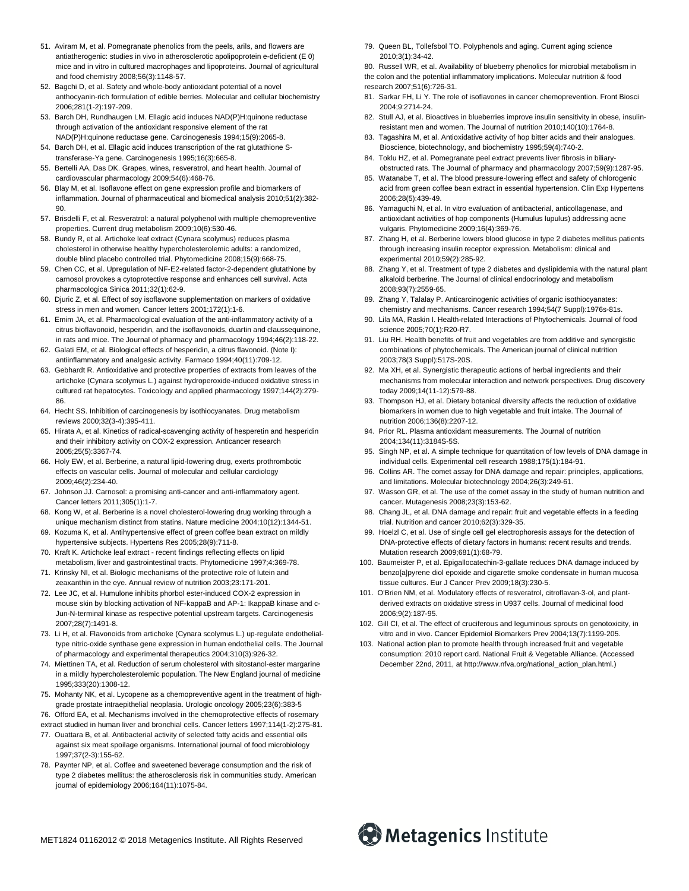51. Aviram M, et al. Pomegranate phenolics from the peels, arils, and flowers are antiatherogenic: studies in vivo in atherosclerotic apolipoprotein e-deficient (E 0) mice and in vitro in cultured macrophages and lipoproteins. Journal of agricultural and food chemistry 2008;56(3):1148-57.
52. Bagchi D, et al. Safety and whole-body antioxidant potential of a novel anthocyanin-rich formulation of edible berries. Molecular and cellular biochemistry 2006;281(1-2):197-209.
53. Barch DH, Rundhaugen LM. Ellagic acid induces NAD(P)H:quinone reductase through activation of the antioxidant responsive element of the rat NAD(P)H:quinone reductase gene. Carcinogenesis 1994;15(9):2065-8.
54. Barch DH, et al. Ellagic acid induces transcription of the rat glutathione S-transferase-Ya gene. Carcinogenesis 1995;16(3):665-8.
55. Bertelli AA, Das DK. Grapes, wines, resveratrol, and heart health. Journal of cardiovascular pharmacology 2009;54(6):468-76.
56. Blay M, et al. Isoflavone effect on gene expression profile and biomarkers of inflammation. Journal of pharmaceutical and biomedical analysis 2010;51(2):382-90.
57. Brisdelli F, et al. Resveratrol: a natural polyphenol with multiple chemopreventive properties. Current drug metabolism 2009;10(6):530-46.
58. Bundy R, et al. Artichoke leaf extract (Cynara scolymus) reduces plasma cholesterol in otherwise healthy hypercholesterolemic adults: a randomized, double blind placebo controlled trial. Phytomedicine 2008;15(9):668-75.
59. Chen CC, et al. Upregulation of NF-E2-related factor-2-dependent glutathione by carnosol provokes a cytoprotective response and enhances cell survival. Acta pharmacologica Sinica 2011;32(1):62-9.
60. Djuric Z, et al. Effect of soy isoflavone supplementation on markers of oxidative stress in men and women. Cancer letters 2001;172(1):1-6.
61. Emim JA, et al. Pharmacological evaluation of the anti-inflammatory activity of a citrus bioflavonoid, hesperidin, and the isoflavonoids, duartin and claussequinone, in rats and mice. The Journal of pharmacy and pharmacology 1994;46(2):118-22.
62. Galati EM, et al. Biological effects of hesperidin, a citrus flavonoid. (Note I): antiinflammatory and analgesic activity. Farmaco 1994;40(11):709-12.
63. Gebhardt R. Antioxidative and protective properties of extracts from leaves of the artichoke (Cynara scolymus L.) against hydroperoxide-induced oxidative stress in cultured rat hepatocytes. Toxicology and applied pharmacology 1997;144(2):279-86.
64. Hecht SS. Inhibition of carcinogenesis by isothiocyanates. Drug metabolism reviews 2000;32(3-4):395-411.
65. Hirata A, et al. Kinetics of radical-scavenging activity of hesperetin and hesperidin and their inhibitory activity on COX-2 expression. Anticancer research 2005;25(5):3367-74.
66. Holy EW, et al. Berberine, a natural lipid-lowering drug, exerts prothrombotic effects on vascular cells. Journal of molecular and cellular cardiology 2009;46(2):234-40.
67. Johnson JJ. Carnosol: a promising anti-cancer and anti-inflammatory agent. Cancer letters 2011;305(1):1-7.
68. Kong W, et al. Berberine is a novel cholesterol-lowering drug working through a unique mechanism distinct from statins. Nature medicine 2004;10(12):1344-51.
69. Kozuma K, et al. Antihypertensive effect of green coffee bean extract on mildly hypertensive subjects. Hypertens Res 2005;28(9):711-8.
70. Kraft K. Artichoke leaf extract - recent findings reflecting effects on lipid metabolism, liver and gastrointestinal tracts. Phytomedicine 1997;4:369-78.
71. Krinsky NI, et al. Biologic mechanisms of the protective role of lutein and zeaxanthin in the eye. Annual review of nutrition 2003;23:171-201.
72. Lee JC, et al. Humulone inhibits phorbol ester-induced COX-2 expression in mouse skin by blocking activation of NF-kappaB and AP-1: IkappaB kinase and c-Jun-N-terminal kinase as respective potential upstream targets. Carcinogenesis 2007;28(7):1491-8.
73. Li H, et al. Flavonoids from artichoke (Cynara scolymus L.) up-regulate endothelial-type nitric-oxide synthase gene expression in human endothelial cells. The Journal of pharmacology and experimental therapeutics 2004;310(3):926-32.
74. Miettinen TA, et al. Reduction of serum cholesterol with sitostanol-ester margarine in a mildly hypercholesterolemic population. The New England journal of medicine 1995;333(20):1308-12.
75. Mohanty NK, et al. Lycopene as a chemopreventive agent in the treatment of high-grade prostate intraepithelial neoplasia. Urologic oncology 2005;23(6):383-5
76. Offord EA, et al. Mechanisms involved in the chemoprotective effects of rosemary extract studied in human liver and bronchial cells. Cancer letters 1997;114(1-2):275-81.
77. Ouattara B, et al. Antibacterial activity of selected fatty acids and essential oils against six meat spoilage organisms. International journal of food microbiology 1997;37(2-3):155-62.
78. Paynter NP, et al. Coffee and sweetened beverage consumption and the risk of type 2 diabetes mellitus: the atherosclerosis risk in communities study. American journal of epidemiology 2006;164(11):1075-84.
79. Queen BL, Tollefsbol TO. Polyphenols and aging. Current aging science 2010;3(1):34-42.
80. Russell WR, et al. Availability of blueberry phenolics for microbial metabolism in the colon and the potential inflammatory implications. Molecular nutrition & food research 2007;51(6):726-31.
81. Sarkar FH, Li Y. The role of isoflavones in cancer chemoprevention. Front Biosci 2004;9:2714-24.
82. Stull AJ, et al. Bioactives in blueberries improve insulin sensitivity in obese, insulin-resistant men and women. The Journal of nutrition 2010;140(10):1764-8.
83. Tagashira M, et al. Antioxidative activity of hop bitter acids and their analogues. Bioscience, biotechnology, and biochemistry 1995;59(4):740-2.
84. Toklu HZ, et al. Pomegranate peel extract prevents liver fibrosis in biliary-obstructed rats. The Journal of pharmacy and pharmacology 2007;59(9):1287-95.
85. Watanabe T, et al. The blood pressure-lowering effect and safety of chlorogenic acid from green coffee bean extract in essential hypertension. Clin Exp Hypertens 2006;28(5):439-49.
86. Yamaguchi N, et al. In vitro evaluation of antibacterial, anticollagenase, and antioxidant activities of hop components (Humulus lupulus) addressing acne vulgaris. Phytomedicine 2009;16(4):369-76.
87. Zhang H, et al. Berberine lowers blood glucose in type 2 diabetes mellitus patients through increasing insulin receptor expression. Metabolism: clinical and experimental 2010;59(2):285-92.
88. Zhang Y, et al. Treatment of type 2 diabetes and dyslipidemia with the natural plant alkaloid berberine. The Journal of clinical endocrinology and metabolism 2008;93(7):2559-65.
89. Zhang Y, Talalay P. Anticarcinogenic activities of organic isothiocyanates: chemistry and mechanisms. Cancer research 1994;54(7 Suppl):1976s-81s.
90. Lila MA, Raskin I. Health-related Interactions of Phytochemicals. Journal of food science 2005;70(1):R20-R7.
91. Liu RH. Health benefits of fruit and vegetables are from additive and synergistic combinations of phytochemicals. The American journal of clinical nutrition 2003;78(3 Suppl):517S-20S.
92. Ma XH, et al. Synergistic therapeutic actions of herbal ingredients and their mechanisms from molecular interaction and network perspectives. Drug discovery today 2009;14(11-12):579-88.
93. Thompson HJ, et al. Dietary botanical diversity affects the reduction of oxidative biomarkers in women due to high vegetable and fruit intake. The Journal of nutrition 2006;136(8):2207-12.
94. Prior RL. Plasma antioxidant measurements. The Journal of nutrition 2004;134(11):3184S-5S.
95. Singh NP, et al. A simple technique for quantitation of low levels of DNA damage in individual cells. Experimental cell research 1988;175(1):184-91.
96. Collins AR. The comet assay for DNA damage and repair: principles, applications, and limitations. Molecular biotechnology 2004;26(3):249-61.
97. Wasson GR, et al. The use of the comet assay in the study of human nutrition and cancer. Mutagenesis 2008;23(3):153-62.
98. Chang JL, et al. DNA damage and repair: fruit and vegetable effects in a feeding trial. Nutrition and cancer 2010;62(3):329-35.
99. Hoelzl C, et al. Use of single cell gel electrophoresis assays for the detection of DNA-protective effects of dietary factors in humans: recent results and trends. Mutation research 2009;681(1):68-79.
100. Baumeister P, et al. Epigallocatechin-3-gallate reduces DNA damage induced by benzo[a]pyrene diol epoxide and cigarette smoke condensate in human mucosa tissue cultures. Eur J Cancer Prev 2009;18(3):230-5.
101. O'Brien NM, et al. Modulatory effects of resveratrol, citroflavan-3-ol, and plant-derived extracts on oxidative stress in U937 cells. Journal of medicinal food 2006;9(2):187-95.
102. Gill CI, et al. The effect of cruciferous and leguminous sprouts on genotoxicity, in vitro and in vivo. Cancer Epidemiol Biomarkers Prev 2004;13(7):1199-205.
103. National action plan to promote health through increased fruit and vegetable consumption: 2010 report card. National Fruit & Vegetable Alliance. (Accessed December 22nd, 2011, at http://www.nfva.org/national_action_plan.html.)

MET1824 01162012 © 2018 Metagenics Institute. All Rights Reserved

Metagenics Institute